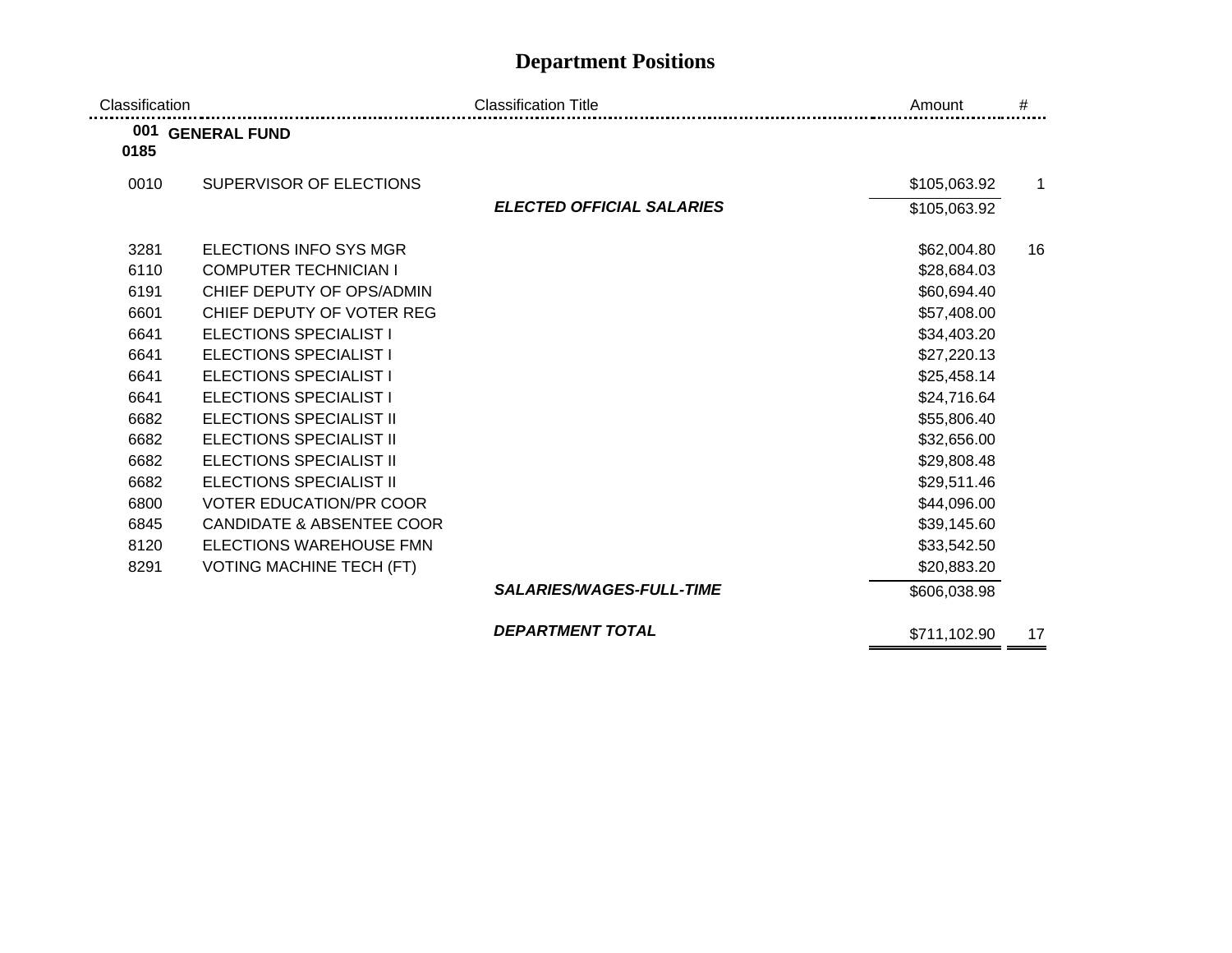# Department Positions

| Classification | Classification Title | | Amount | # |
|---|---|---|---|---|
| **001** | **GENERAL FUND** | | | |
| **0185** | | | | |
| 0010 | SUPERVISOR OF ELECTIONS | | $105,063.92 | 1 |
| | | ***ELECTED OFFICIAL SALARIES*** | $105,063.92 | |
| 3281 | ELECTIONS INFO SYS MGR | | $62,004.80 | 16 |
| 6110 | COMPUTER TECHNICIAN I | | $28,684.03 | |
| 6191 | CHIEF DEPUTY OF OPS/ADMIN | | $60,694.40 | |
| 6601 | CHIEF DEPUTY OF VOTER REG | | $57,408.00 | |
| 6641 | ELECTIONS SPECIALIST I | | $34,403.20 | |
| 6641 | ELECTIONS SPECIALIST I | | $27,220.13 | |
| 6641 | ELECTIONS SPECIALIST I | | $25,458.14 | |
| 6641 | ELECTIONS SPECIALIST I | | $24,716.64 | |
| 6682 | ELECTIONS SPECIALIST II | | $55,806.40 | |
| 6682 | ELECTIONS SPECIALIST II | | $32,656.00 | |
| 6682 | ELECTIONS SPECIALIST II | | $29,808.48 | |
| 6682 | ELECTIONS SPECIALIST II | | $29,511.46 | |
| 6800 | VOTER EDUCATION/PR COOR | | $44,096.00 | |
| 6845 | CANDIDATE & ABSENTEE COOR | | $39,145.60 | |
| 8120 | ELECTIONS WAREHOUSE FMN | | $33,542.50 | |
| 8291 | VOTING MACHINE TECH (FT) | | $20,883.20 | |
| | | ***SALARIES/WAGES-FULL-TIME*** | $606,038.98 | |
| | | ***DEPARTMENT TOTAL*** | $711,102.90 | 17 |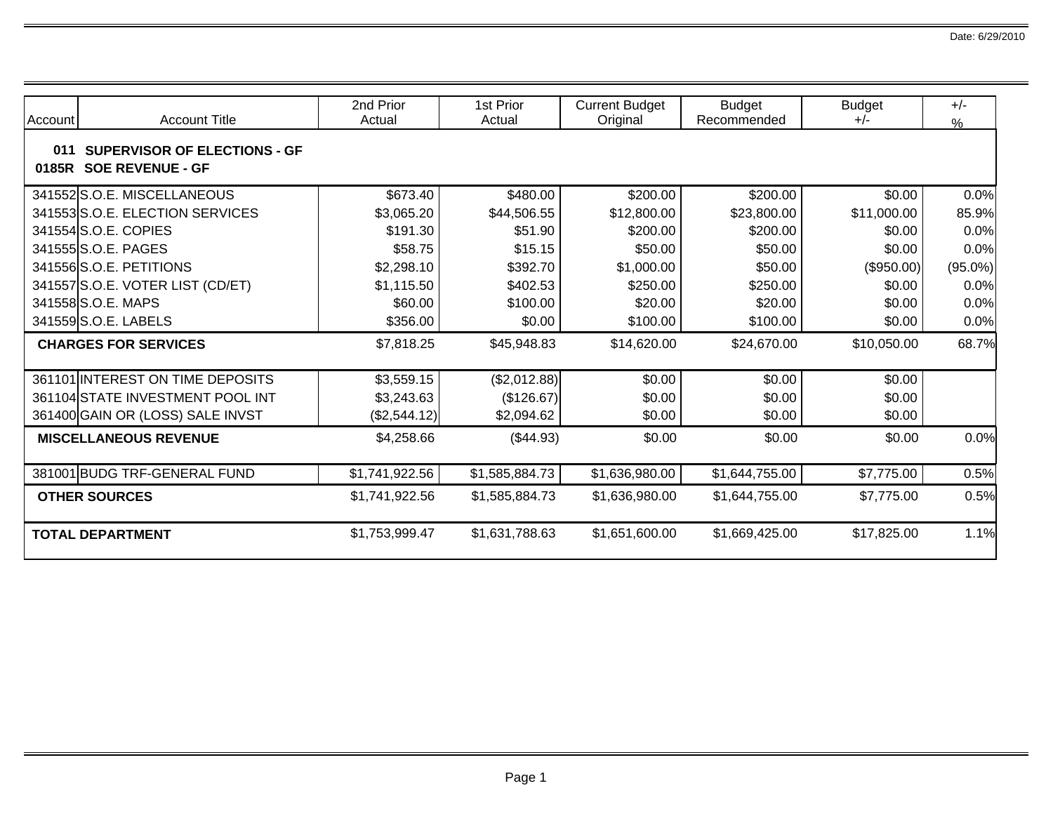Date: 6/29/2010

| Account | Account Title | 2nd Prior Actual | 1st Prior Actual | Current Budget Original | Budget Recommended | Budget +/- | +/- % |
|---|---|---|---|---|---|---|---|
| **011** | **SUPERVISOR OF ELECTIONS - GF** | | | | | | |
| **0185R** | **SOE REVENUE - GF** | | | | | | |
| 341552 | S.O.E. MISCELLANEOUS | $673.40 | $480.00 | $200.00 | $200.00 | $0.00 | 0.0% |
| 341553 | S.O.E. ELECTION SERVICES | $3,065.20 | $44,506.55 | $12,800.00 | $23,800.00 | $11,000.00 | 85.9% |
| 341554 | S.O.E. COPIES | $191.30 | $51.90 | $200.00 | $200.00 | $0.00 | 0.0% |
| 341555 | S.O.E. PAGES | $58.75 | $15.15 | $50.00 | $50.00 | $0.00 | 0.0% |
| 341556 | S.O.E. PETITIONS | $2,298.10 | $392.70 | $1,000.00 | $50.00 | ($950.00) | (95.0%) |
| 341557 | S.O.E. VOTER LIST (CD/ET) | $1,115.50 | $402.53 | $250.00 | $250.00 | $0.00 | 0.0% |
| 341558 | S.O.E. MAPS | $60.00 | $100.00 | $20.00 | $20.00 | $0.00 | 0.0% |
| 341559 | S.O.E. LABELS | $356.00 | $0.00 | $100.00 | $100.00 | $0.00 | 0.0% |
| | **CHARGES FOR SERVICES** | $7,818.25 | $45,948.83 | $14,620.00 | $24,670.00 | $10,050.00 | 68.7% |
| 361101 | INTEREST ON TIME DEPOSITS | $3,559.15 | ($2,012.88) | $0.00 | $0.00 | $0.00 | |
| 361104 | STATE INVESTMENT POOL INT | $3,243.63 | ($126.67) | $0.00 | $0.00 | $0.00 | |
| 361400 | GAIN OR (LOSS) SALE INVST | ($2,544.12) | $2,094.62 | $0.00 | $0.00 | $0.00 | |
| | **MISCELLANEOUS REVENUE** | $4,258.66 | ($44.93) | $0.00 | $0.00 | $0.00 | 0.0% |
| 381001 | BUDG TRF-GENERAL FUND | $1,741,922.56 | $1,585,884.73 | $1,636,980.00 | $1,644,755.00 | $7,775.00 | 0.5% |
| | **OTHER SOURCES** | $1,741,922.56 | $1,585,884.73 | $1,636,980.00 | $1,644,755.00 | $7,775.00 | 0.5% |
| | **TOTAL DEPARTMENT** | $1,753,999.47 | $1,631,788.63 | $1,651,600.00 | $1,669,425.00 | $17,825.00 | 1.1% |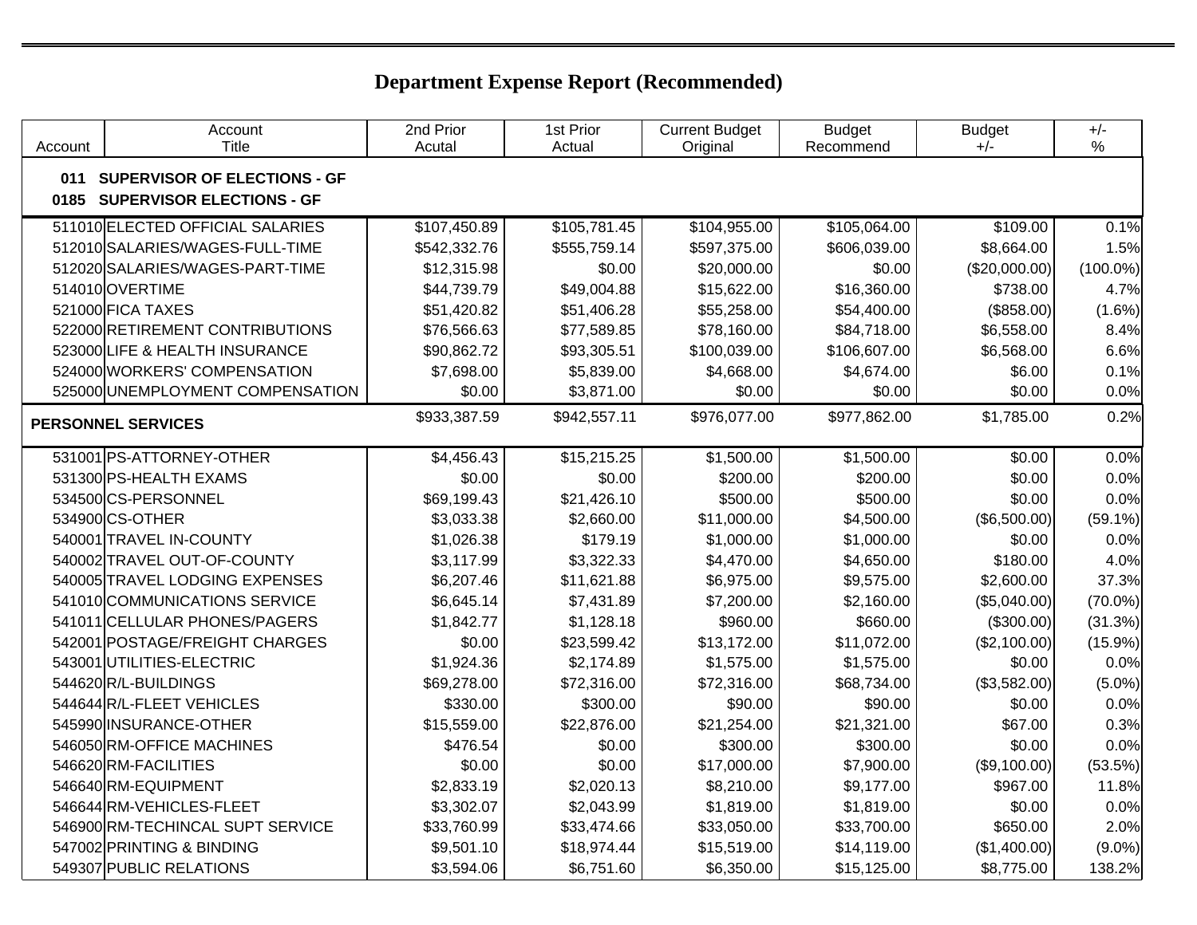# Department Expense Report (Recommended)

| Account | Account Title | 2nd Prior Acutal | 1st Prior Actual | Current Budget Original | Budget Recommend | Budget +/- | +/- % |
|---|---|---|---|---|---|---|---|
| **011** | **SUPERVISOR OF ELECTIONS - GF** | | | | | | |
| **0185** | **SUPERVISOR ELECTIONS - GF** | | | | | | |
| 511010 | ELECTED OFFICIAL SALARIES | $107,450.89 | $105,781.45 | $104,955.00 | $105,064.00 | $109.00 | 0.1% |
| 512010 | SALARIES/WAGES-FULL-TIME | $542,332.76 | $555,759.14 | $597,375.00 | $606,039.00 | $8,664.00 | 1.5% |
| 512020 | SALARIES/WAGES-PART-TIME | $12,315.98 | $0.00 | $20,000.00 | $0.00 | ($20,000.00) | (100.0%) |
| 514010 | OVERTIME | $44,739.79 | $49,004.88 | $15,622.00 | $16,360.00 | $738.00 | 4.7% |
| 521000 | FICA TAXES | $51,420.82 | $51,406.28 | $55,258.00 | $54,400.00 | ($858.00) | (1.6%) |
| 522000 | RETIREMENT CONTRIBUTIONS | $76,566.63 | $77,589.85 | $78,160.00 | $84,718.00 | $6,558.00 | 8.4% |
| 523000 | LIFE & HEALTH INSURANCE | $90,862.72 | $93,305.51 | $100,039.00 | $106,607.00 | $6,568.00 | 6.6% |
| 524000 | WORKERS' COMPENSATION | $7,698.00 | $5,839.00 | $4,668.00 | $4,674.00 | $6.00 | 0.1% |
| 525000 | UNEMPLOYMENT COMPENSATION | $0.00 | $3,871.00 | $0.00 | $0.00 | $0.00 | 0.0% |
| **PERSONNEL SERVICES** | | $933,387.59 | $942,557.11 | $976,077.00 | $977,862.00 | $1,785.00 | 0.2% |
| 531001 | PS-ATTORNEY-OTHER | $4,456.43 | $15,215.25 | $1,500.00 | $1,500.00 | $0.00 | 0.0% |
| 531300 | PS-HEALTH EXAMS | $0.00 | $0.00 | $200.00 | $200.00 | $0.00 | 0.0% |
| 534500 | CS-PERSONNEL | $69,199.43 | $21,426.10 | $500.00 | $500.00 | $0.00 | 0.0% |
| 534900 | CS-OTHER | $3,033.38 | $2,660.00 | $11,000.00 | $4,500.00 | ($6,500.00) | (59.1%) |
| 540001 | TRAVEL IN-COUNTY | $1,026.38 | $179.19 | $1,000.00 | $1,000.00 | $0.00 | 0.0% |
| 540002 | TRAVEL OUT-OF-COUNTY | $3,117.99 | $3,322.33 | $4,470.00 | $4,650.00 | $180.00 | 4.0% |
| 540005 | TRAVEL LODGING EXPENSES | $6,207.46 | $11,621.88 | $6,975.00 | $9,575.00 | $2,600.00 | 37.3% |
| 541010 | COMMUNICATIONS SERVICE | $6,645.14 | $7,431.89 | $7,200.00 | $2,160.00 | ($5,040.00) | (70.0%) |
| 541011 | CELLULAR PHONES/PAGERS | $1,842.77 | $1,128.18 | $960.00 | $660.00 | ($300.00) | (31.3%) |
| 542001 | POSTAGE/FREIGHT CHARGES | $0.00 | $23,599.42 | $13,172.00 | $11,072.00 | ($2,100.00) | (15.9%) |
| 543001 | UTILITIES-ELECTRIC | $1,924.36 | $2,174.89 | $1,575.00 | $1,575.00 | $0.00 | 0.0% |
| 544620 | R/L-BUILDINGS | $69,278.00 | $72,316.00 | $72,316.00 | $68,734.00 | ($3,582.00) | (5.0%) |
| 544644 | R/L-FLEET VEHICLES | $330.00 | $300.00 | $90.00 | $90.00 | $0.00 | 0.0% |
| 545990 | INSURANCE-OTHER | $15,559.00 | $22,876.00 | $21,254.00 | $21,321.00 | $67.00 | 0.3% |
| 546050 | RM-OFFICE MACHINES | $476.54 | $0.00 | $300.00 | $300.00 | $0.00 | 0.0% |
| 546620 | RM-FACILITIES | $0.00 | $0.00 | $17,000.00 | $7,900.00 | ($9,100.00) | (53.5%) |
| 546640 | RM-EQUIPMENT | $2,833.19 | $2,020.13 | $8,210.00 | $9,177.00 | $967.00 | 11.8% |
| 546644 | RM-VEHICLES-FLEET | $3,302.07 | $2,043.99 | $1,819.00 | $1,819.00 | $0.00 | 0.0% |
| 546900 | RM-TECHINCAL SUPT SERVICE | $33,760.99 | $33,474.66 | $33,050.00 | $33,700.00 | $650.00 | 2.0% |
| 547002 | PRINTING & BINDING | $9,501.10 | $18,974.44 | $15,519.00 | $14,119.00 | ($1,400.00) | (9.0%) |
| 549307 | PUBLIC RELATIONS | $3,594.06 | $6,751.60 | $6,350.00 | $15,125.00 | $8,775.00 | 138.2% |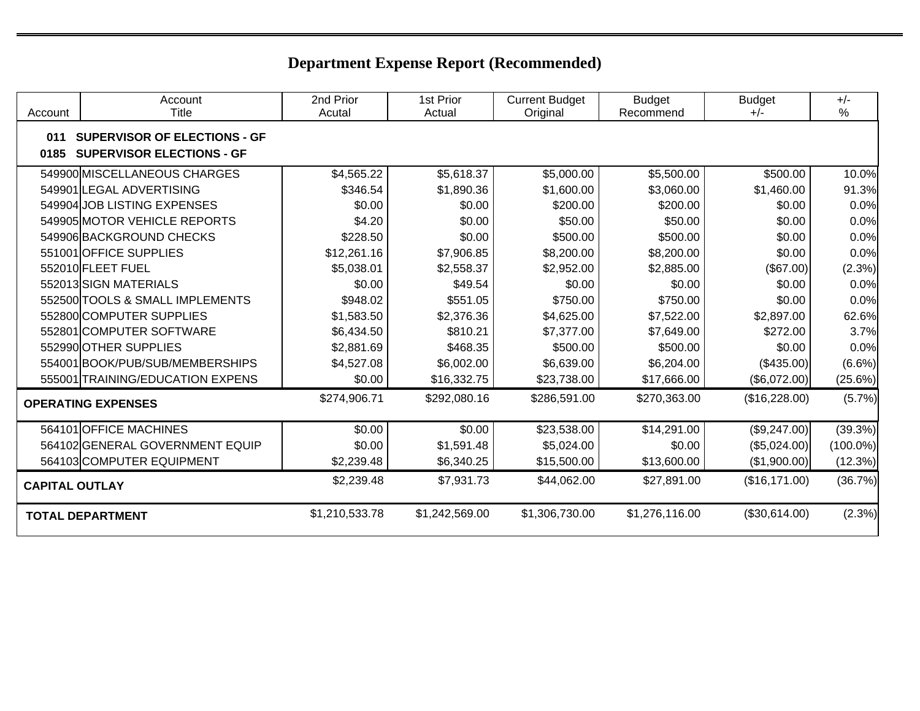# Department Expense Report (Recommended)

| Account | Account Title | 2nd Prior Acutal | 1st Prior Actual | Current Budget Original | Budget Recommend | Budget +/- | +/- % |
|---|---|---|---|---|---|---|---|
| **011** | **SUPERVISOR OF ELECTIONS - GF** | | | | | | |
| **0185** | **SUPERVISOR ELECTIONS - GF** | | | | | | |
| 549900 | MISCELLANEOUS CHARGES | $4,565.22 | $5,618.37 | $5,000.00 | $5,500.00 | $500.00 | 10.0% |
| 549901 | LEGAL ADVERTISING | $346.54 | $1,890.36 | $1,600.00 | $3,060.00 | $1,460.00 | 91.3% |
| 549904 | JOB LISTING EXPENSES | $0.00 | $0.00 | $200.00 | $200.00 | $0.00 | 0.0% |
| 549905 | MOTOR VEHICLE REPORTS | $4.20 | $0.00 | $50.00 | $50.00 | $0.00 | 0.0% |
| 549906 | BACKGROUND CHECKS | $228.50 | $0.00 | $500.00 | $500.00 | $0.00 | 0.0% |
| 551001 | OFFICE SUPPLIES | $12,261.16 | $7,906.85 | $8,200.00 | $8,200.00 | $0.00 | 0.0% |
| 552010 | FLEET FUEL | $5,038.01 | $2,558.37 | $2,952.00 | $2,885.00 | ($67.00) | (2.3%) |
| 552013 | SIGN MATERIALS | $0.00 | $49.54 | $0.00 | $0.00 | $0.00 | 0.0% |
| 552500 | TOOLS & SMALL IMPLEMENTS | $948.02 | $551.05 | $750.00 | $750.00 | $0.00 | 0.0% |
| 552800 | COMPUTER SUPPLIES | $1,583.50 | $2,376.36 | $4,625.00 | $7,522.00 | $2,897.00 | 62.6% |
| 552801 | COMPUTER SOFTWARE | $6,434.50 | $810.21 | $7,377.00 | $7,649.00 | $272.00 | 3.7% |
| 552990 | OTHER SUPPLIES | $2,881.69 | $468.35 | $500.00 | $500.00 | $0.00 | 0.0% |
| 554001 | BOOK/PUB/SUB/MEMBERSHIPS | $4,527.08 | $6,002.00 | $6,639.00 | $6,204.00 | ($435.00) | (6.6%) |
| 555001 | TRAINING/EDUCATION EXPENS | $0.00 | $16,332.75 | $23,738.00 | $17,666.00 | ($6,072.00) | (25.6%) |
| **OPERATING EXPENSES** | | $274,906.71 | $292,080.16 | $286,591.00 | $270,363.00 | ($16,228.00) | (5.7%) |
| 564101 | OFFICE MACHINES | $0.00 | $0.00 | $23,538.00 | $14,291.00 | ($9,247.00) | (39.3%) |
| 564102 | GENERAL GOVERNMENT EQUIP | $0.00 | $1,591.48 | $5,024.00 | $0.00 | ($5,024.00) | (100.0%) |
| 564103 | COMPUTER EQUIPMENT | $2,239.48 | $6,340.25 | $15,500.00 | $13,600.00 | ($1,900.00) | (12.3%) |
| **CAPITAL OUTLAY** | | $2,239.48 | $7,931.73 | $44,062.00 | $27,891.00 | ($16,171.00) | (36.7%) |
| **TOTAL DEPARTMENT** | | $1,210,533.78 | $1,242,569.00 | $1,306,730.00 | $1,276,116.00 | ($30,614.00) | (2.3%) |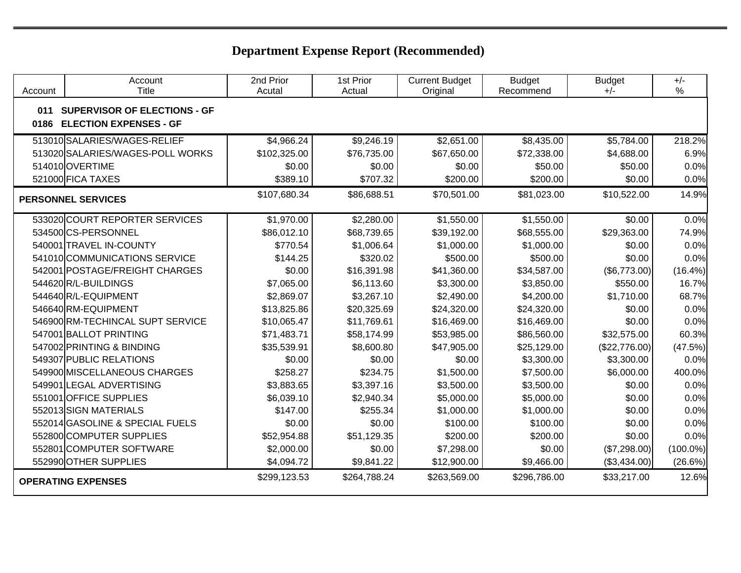# Department Expense Report (Recommended)

| Account | Account Title | 2nd Prior Acutal | 1st Prior Actual | Current Budget Original | Budget Recommend | Budget +/- | +/- % |
|---|---|---|---|---|---|---|---|
| **011** | **SUPERVISOR OF ELECTIONS - GF** | | | | | | |
| **0186** | **ELECTION EXPENSES - GF** | | | | | | |
| 513010 | SALARIES/WAGES-RELIEF | $4,966.24 | $9,246.19 | $2,651.00 | $8,435.00 | $5,784.00 | 218.2% |
| 513020 | SALARIES/WAGES-POLL WORKS | $102,325.00 | $76,735.00 | $67,650.00 | $72,338.00 | $4,688.00 | 6.9% |
| 514010 | OVERTIME | $0.00 | $0.00 | $0.00 | $50.00 | $50.00 | 0.0% |
| 521000 | FICA TAXES | $389.10 | $707.32 | $200.00 | $200.00 | $0.00 | 0.0% |
| **PERSONNEL SERVICES** | | $107,680.34 | $86,688.51 | $70,501.00 | $81,023.00 | $10,522.00 | 14.9% |
| 533020 | COURT REPORTER SERVICES | $1,970.00 | $2,280.00 | $1,550.00 | $1,550.00 | $0.00 | 0.0% |
| 534500 | CS-PERSONNEL | $86,012.10 | $68,739.65 | $39,192.00 | $68,555.00 | $29,363.00 | 74.9% |
| 540001 | TRAVEL IN-COUNTY | $770.54 | $1,006.64 | $1,000.00 | $1,000.00 | $0.00 | 0.0% |
| 541010 | COMMUNICATIONS SERVICE | $144.25 | $320.02 | $500.00 | $500.00 | $0.00 | 0.0% |
| 542001 | POSTAGE/FREIGHT CHARGES | $0.00 | $16,391.98 | $41,360.00 | $34,587.00 | ($6,773.00) | (16.4%) |
| 544620 | R/L-BUILDINGS | $7,065.00 | $6,113.60 | $3,300.00 | $3,850.00 | $550.00 | 16.7% |
| 544640 | R/L-EQUIPMENT | $2,869.07 | $3,267.10 | $2,490.00 | $4,200.00 | $1,710.00 | 68.7% |
| 546640 | RM-EQUIPMENT | $13,825.86 | $20,325.69 | $24,320.00 | $24,320.00 | $0.00 | 0.0% |
| 546900 | RM-TECHINCAL SUPT SERVICE | $10,065.47 | $11,769.61 | $16,469.00 | $16,469.00 | $0.00 | 0.0% |
| 547001 | BALLOT PRINTING | $71,483.71 | $58,174.99 | $53,985.00 | $86,560.00 | $32,575.00 | 60.3% |
| 547002 | PRINTING & BINDING | $35,539.91 | $8,600.80 | $47,905.00 | $25,129.00 | ($22,776.00) | (47.5%) |
| 549307 | PUBLIC RELATIONS | $0.00 | $0.00 | $0.00 | $3,300.00 | $3,300.00 | 0.0% |
| 549900 | MISCELLANEOUS CHARGES | $258.27 | $234.75 | $1,500.00 | $7,500.00 | $6,000.00 | 400.0% |
| 549901 | LEGAL ADVERTISING | $3,883.65 | $3,397.16 | $3,500.00 | $3,500.00 | $0.00 | 0.0% |
| 551001 | OFFICE SUPPLIES | $6,039.10 | $2,940.34 | $5,000.00 | $5,000.00 | $0.00 | 0.0% |
| 552013 | SIGN MATERIALS | $147.00 | $255.34 | $1,000.00 | $1,000.00 | $0.00 | 0.0% |
| 552014 | GASOLINE & SPECIAL FUELS | $0.00 | $0.00 | $100.00 | $100.00 | $0.00 | 0.0% |
| 552800 | COMPUTER SUPPLIES | $52,954.88 | $51,129.35 | $200.00 | $200.00 | $0.00 | 0.0% |
| 552801 | COMPUTER SOFTWARE | $2,000.00 | $0.00 | $7,298.00 | $0.00 | ($7,298.00) | (100.0%) |
| 552990 | OTHER SUPPLIES | $4,094.72 | $9,841.22 | $12,900.00 | $9,466.00 | ($3,434.00) | (26.6%) |
| **OPERATING EXPENSES** | | $299,123.53 | $264,788.24 | $263,569.00 | $296,786.00 | $33,217.00 | 12.6% |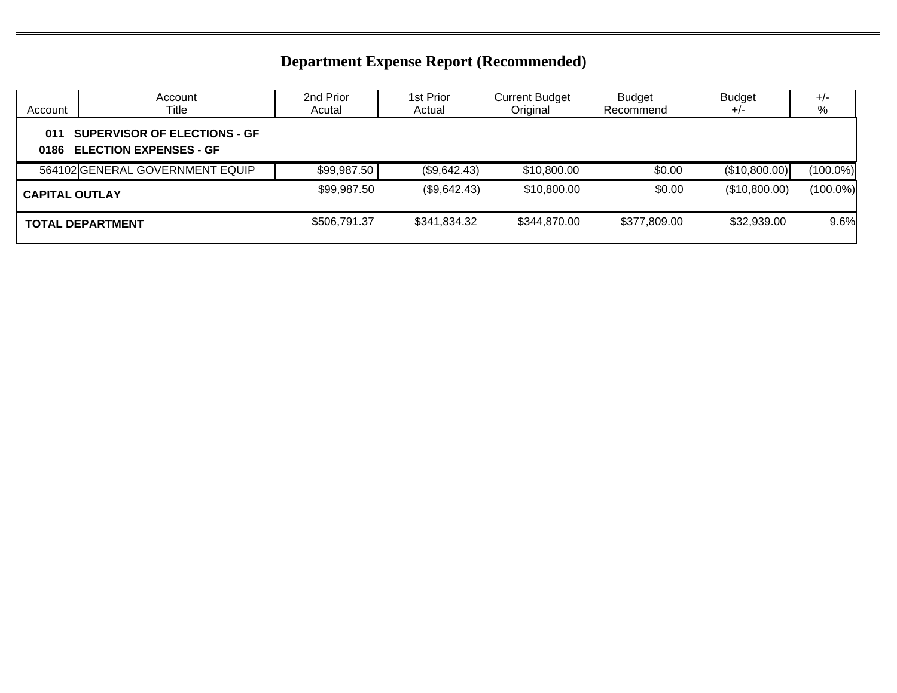# Department Expense Report (Recommended)

| Account | Account Title | 2nd Prior Acutal | 1st Prior Actual | Current Budget Original | Budget Recommend | Budget +/- | +/- % |
|---|---|---|---|---|---|---|---|
| **011** | **SUPERVISOR OF ELECTIONS - GF** | | | | | | |
| **0186** | **ELECTION EXPENSES - GF** | | | | | | |
| 564102 | GENERAL GOVERNMENT EQUIP | $99,987.50 | ($9,642.43) | $10,800.00 | $0.00 | ($10,800.00) | (100.0%) |
| **CAPITAL OUTLAY** | | $99,987.50 | ($9,642.43) | $10,800.00 | $0.00 | ($10,800.00) | (100.0%) |
| **TOTAL DEPARTMENT** | | $506,791.37 | $341,834.32 | $344,870.00 | $377,809.00 | $32,939.00 | 9.6% |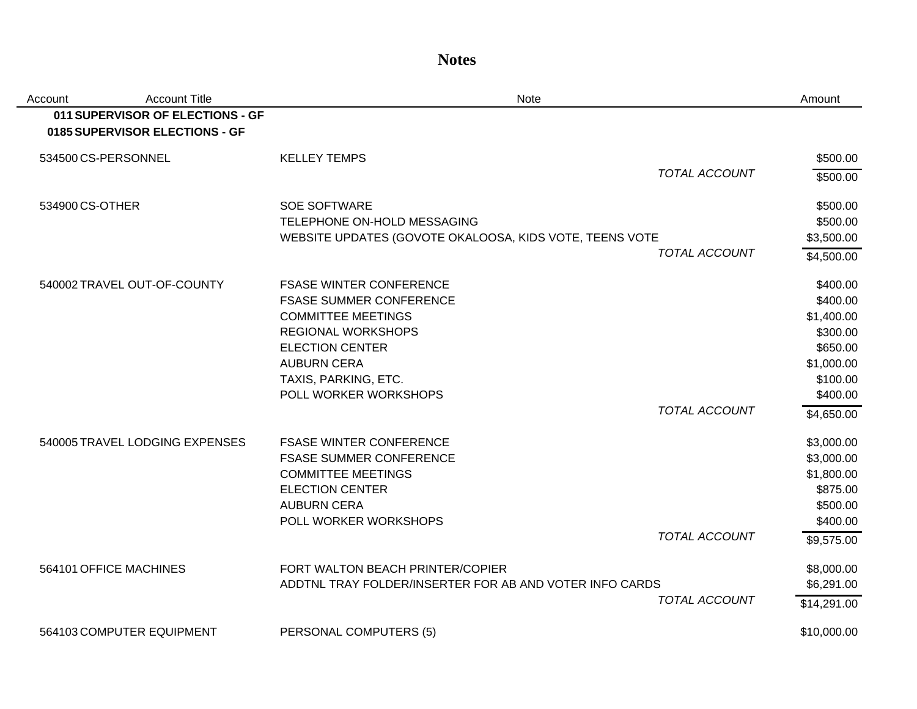# Notes

| Account | Account Title | Note | Amount |
|---|---|---|---|
| **011** | **SUPERVISOR OF ELECTIONS - GF** | | |
| **0185** | **SUPERVISOR ELECTIONS - GF** | | |
| 534500 | CS-PERSONNEL | KELLEY TEMPS | $500.00 |
| | | *TOTAL ACCOUNT* | $500.00 |
| 534900 | CS-OTHER | SOE SOFTWARE | $500.00 |
| | | TELEPHONE ON-HOLD MESSAGING | $500.00 |
| | | WEBSITE UPDATES (GOVOTE OKALOOSA, KIDS VOTE, TEENS VOTE | $3,500.00 |
| | | *TOTAL ACCOUNT* | $4,500.00 |
| 540002 | TRAVEL OUT-OF-COUNTY | FSASE WINTER CONFERENCE | $400.00 |
| | | FSASE SUMMER CONFERENCE | $400.00 |
| | | COMMITTEE MEETINGS | $1,400.00 |
| | | REGIONAL WORKSHOPS | $300.00 |
| | | ELECTION CENTER | $650.00 |
| | | AUBURN CERA | $1,000.00 |
| | | TAXIS, PARKING, ETC. | $100.00 |
| | | POLL WORKER WORKSHOPS | $400.00 |
| | | *TOTAL ACCOUNT* | $4,650.00 |
| 540005 | TRAVEL LODGING EXPENSES | FSASE WINTER CONFERENCE | $3,000.00 |
| | | FSASE SUMMER CONFERENCE | $3,000.00 |
| | | COMMITTEE MEETINGS | $1,800.00 |
| | | ELECTION CENTER | $875.00 |
| | | AUBURN CERA | $500.00 |
| | | POLL WORKER WORKSHOPS | $400.00 |
| | | *TOTAL ACCOUNT* | $9,575.00 |
| 564101 | OFFICE MACHINES | FORT WALTON BEACH PRINTER/COPIER | $8,000.00 |
| | | ADDTNL TRAY FOLDER/INSERTER FOR AB AND VOTER INFO CARDS | $6,291.00 |
| | | *TOTAL ACCOUNT* | $14,291.00 |
| 564103 | COMPUTER EQUIPMENT | PERSONAL COMPUTERS (5) | $10,000.00 |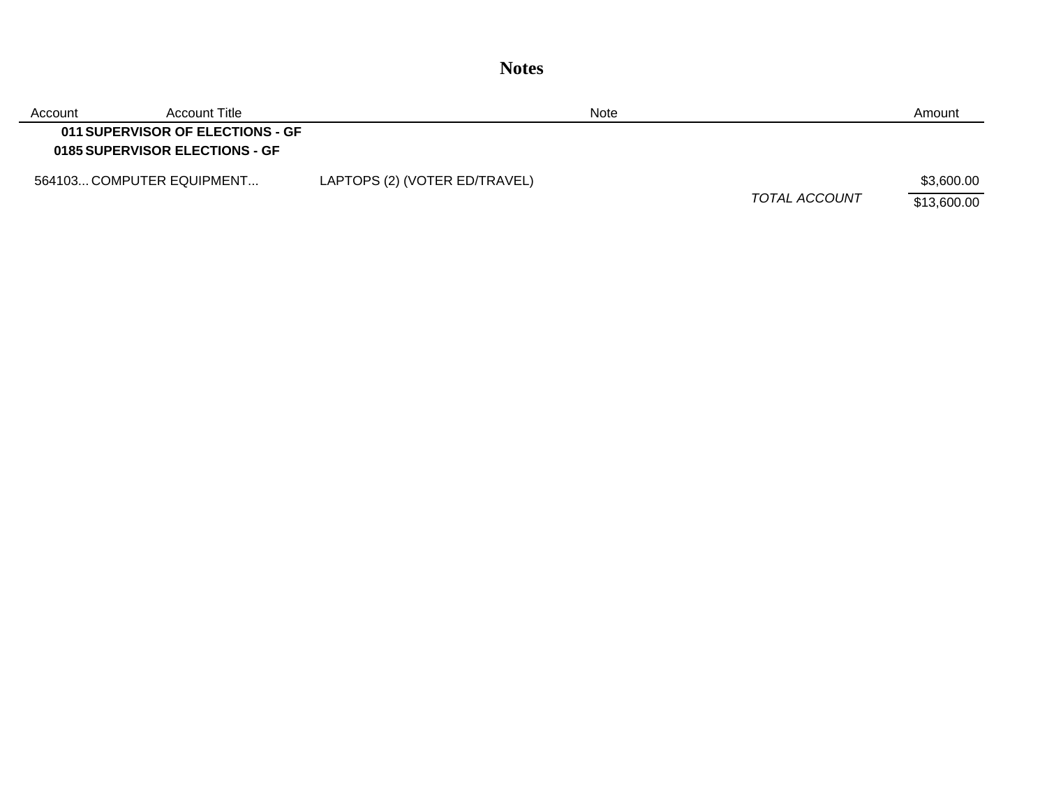# Notes

| Account | Account Title | Note | | Amount |
| --- | --- | --- | --- | --- |
| 011 | **SUPERVISOR OF ELECTIONS - GF** | | | |
| 0185 | **SUPERVISOR ELECTIONS - GF** | | | |
| 564103... | COMPUTER EQUIPMENT... | LAPTOPS (2) (VOTER ED/TRAVEL) | | $3,600.00 |
| | | | *TOTAL ACCOUNT* | $13,600.00 |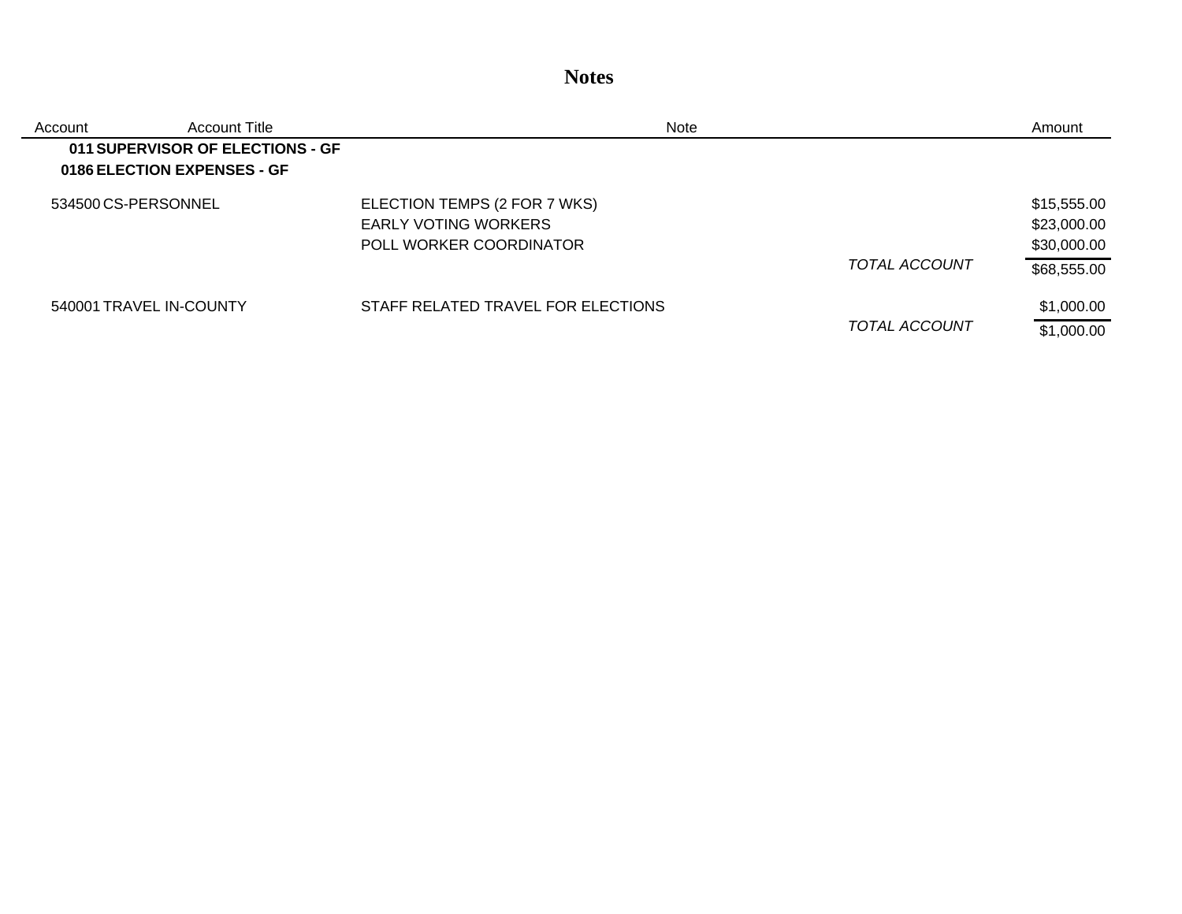# Notes

| Account | Account Title | Note | | Amount |
|---|---|---|---|---|
| **011** | **SUPERVISOR OF ELECTIONS - GF** | | | |
| **0186** | **ELECTION EXPENSES - GF** | | | |
| 534500 | CS-PERSONNEL | ELECTION TEMPS (2 FOR 7 WKS) | | $15,555.00 |
| | | EARLY VOTING WORKERS | | $23,000.00 |
| | | POLL WORKER COORDINATOR | | $30,000.00 |
| | | | *TOTAL ACCOUNT* | $68,555.00 |
| 540001 | TRAVEL IN-COUNTY | STAFF RELATED TRAVEL FOR ELECTIONS | | $1,000.00 |
| | | | *TOTAL ACCOUNT* | $1,000.00 |